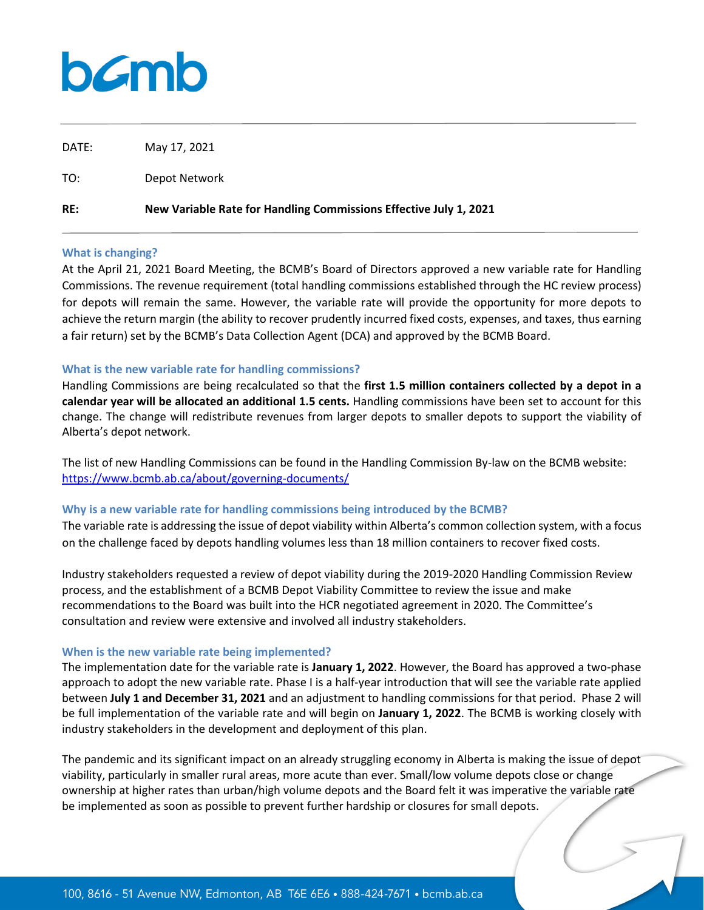bcmb

| | |
|---|---|
| DATE: | May 17, 2021 |
| TO: | Depot Network |
| **RE:** | **New Variable Rate for Handling Commissions Effective July 1, 2021** |

### What is changing?

At the April 21, 2021 Board Meeting, the BCMB's Board of Directors approved a new variable rate for Handling Commissions. The revenue requirement (total handling commissions established through the HC review process) for depots will remain the same. However, the variable rate will provide the opportunity for more depots to achieve the return margin (the ability to recover prudently incurred fixed costs, expenses, and taxes, thus earning a fair return) set by the BCMB's Data Collection Agent (DCA) and approved by the BCMB Board.

### What is the new variable rate for handling commissions?

Handling Commissions are being recalculated so that the **first 1.5 million containers collected by a depot in a calendar year will be allocated an additional 1.5 cents.** Handling commissions have been set to account for this change. The change will redistribute revenues from larger depots to smaller depots to support the viability of Alberta's depot network.

The list of new Handling Commissions can be found in the Handling Commission By-law on the BCMB website: https://www.bcmb.ab.ca/about/governing-documents/

### Why is a new variable rate for handling commissions being introduced by the BCMB?

The variable rate is addressing the issue of depot viability within Alberta's common collection system, with a focus on the challenge faced by depots handling volumes less than 18 million containers to recover fixed costs.

Industry stakeholders requested a review of depot viability during the 2019-2020 Handling Commission Review process, and the establishment of a BCMB Depot Viability Committee to review the issue and make recommendations to the Board was built into the HCR negotiated agreement in 2020. The Committee's consultation and review were extensive and involved all industry stakeholders.

### When is the new variable rate being implemented?

The implementation date for the variable rate is **January 1, 2022**. However, the Board has approved a two-phase approach to adopt the new variable rate. Phase I is a half-year introduction that will see the variable rate applied between **July 1 and December 31, 2021** and an adjustment to handling commissions for that period. Phase 2 will be full implementation of the variable rate and will begin on **January 1, 2022**. The BCMB is working closely with industry stakeholders in the development and deployment of this plan.

The pandemic and its significant impact on an already struggling economy in Alberta is making the issue of depot viability, particularly in smaller rural areas, more acute than ever. Small/low volume depots close or change ownership at higher rates than urban/high volume depots and the Board felt it was imperative the variable rate be implemented as soon as possible to prevent further hardship or closures for small depots.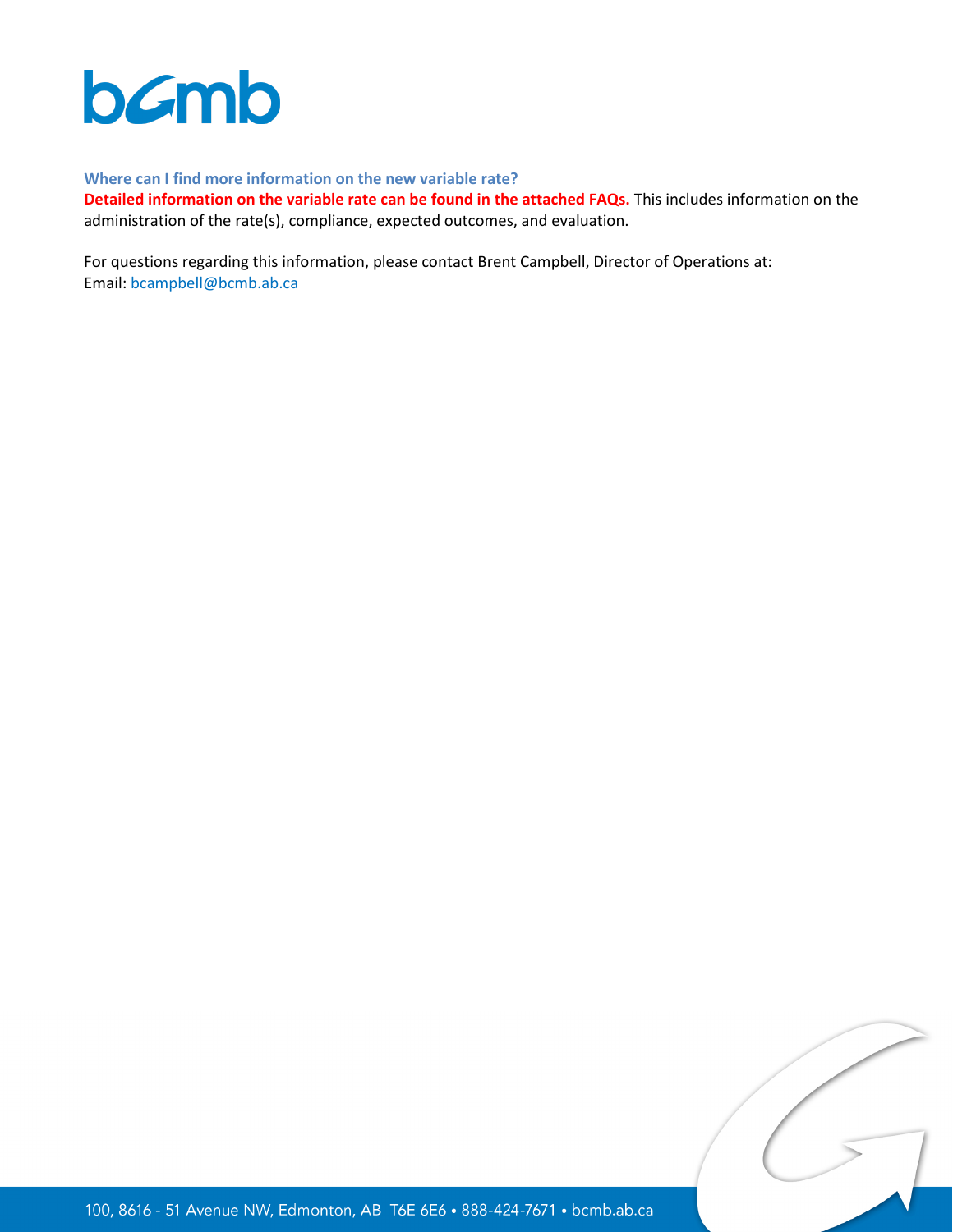**Where can I find more information on the new variable rate?**

**Detailed information on the variable rate can be found in the attached FAQs.** This includes information on the administration of the rate(s), compliance, expected outcomes, and evaluation.

For questions regarding this information, please contact Brent Campbell, Director of Operations at:
Email: bcampbell@bcmb.ab.ca